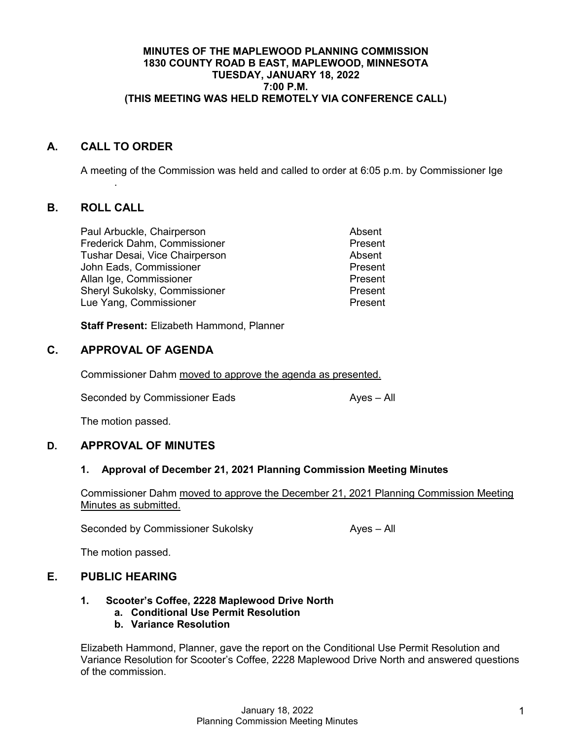**MINUTES OF THE MAPLEWOOD PLANNING COMMISSION**
**1830 COUNTY ROAD B EAST, MAPLEWOOD, MINNESOTA**
**TUESDAY, JANUARY 18, 2022**
**7:00 P.M.**
**(THIS MEETING WAS HELD REMOTELY VIA CONFERENCE CALL)**

## A. CALL TO ORDER

A meeting of the Commission was held and called to order at 6:05 p.m. by Commissioner Ige .

## B. ROLL CALL

| | |
|---|---|
| Paul Arbuckle, Chairperson | Absent |
| Frederick Dahm, Commissioner | Present |
| Tushar Desai, Vice Chairperson | Absent |
| John Eads, Commissioner | Present |
| Allan Ige, Commissioner | Present |
| Sheryl Sukolsky, Commissioner | Present |
| Lue Yang, Commissioner | Present |

**Staff Present:** Elizabeth Hammond, Planner

## C. APPROVAL OF AGENDA

Commissioner Dahm moved to approve the agenda as presented.

Seconded by Commissioner Eads Ayes – All

The motion passed.

## D. APPROVAL OF MINUTES

### 1. Approval of December 21, 2021 Planning Commission Meeting Minutes

Commissioner Dahm moved to approve the December 21, 2021 Planning Commission Meeting Minutes as submitted.

Seconded by Commissioner Sukolsky Ayes – All

The motion passed.

## E. PUBLIC HEARING

### 1. Scooter's Coffee, 2228 Maplewood Drive North
   **a. Conditional Use Permit Resolution**
   **b. Variance Resolution**

Elizabeth Hammond, Planner, gave the report on the Conditional Use Permit Resolution and Variance Resolution for Scooter's Coffee, 2228 Maplewood Drive North and answered questions of the commission.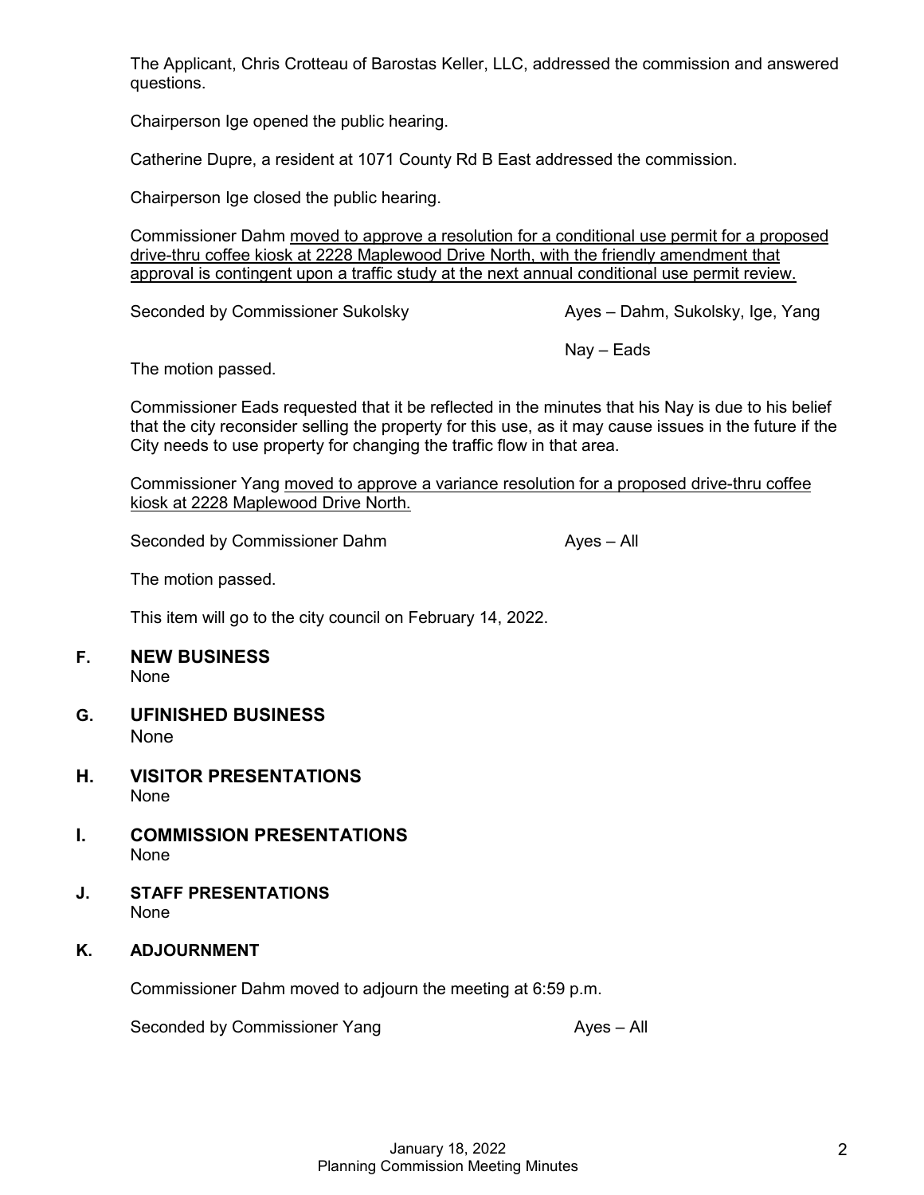The Applicant, Chris Crotteau of Barostas Keller, LLC, addressed the commission and answered questions.

Chairperson Ige opened the public hearing.

Catherine Dupre, a resident at 1071 County Rd B East addressed the commission.

Chairperson Ige closed the public hearing.

Commissioner Dahm moved to approve a resolution for a conditional use permit for a proposed drive-thru coffee kiosk at 2228 Maplewood Drive North, with the friendly amendment that approval is contingent upon a traffic study at the next annual conditional use permit review.

Seconded by Commissioner Sukolsky — Ayes – Dahm, Sukolsky, Ige, Yang

Nay – Eads

The motion passed.

Commissioner Eads requested that it be reflected in the minutes that his Nay is due to his belief that the city reconsider selling the property for this use, as it may cause issues in the future if the City needs to use property for changing the traffic flow in that area.

Commissioner Yang moved to approve a variance resolution for a proposed drive-thru coffee kiosk at 2228 Maplewood Drive North.

Seconded by Commissioner Dahm — Ayes – All

The motion passed.

This item will go to the city council on February 14, 2022.

## F. NEW BUSINESS

None

## G. UFINISHED BUSINESS

None

## H. VISITOR PRESENTATIONS

None

## I. COMMISSION PRESENTATIONS

None

## J. STAFF PRESENTATIONS

None

## K. ADJOURNMENT

Commissioner Dahm moved to adjourn the meeting at 6:59 p.m.

Seconded by Commissioner Yang — Ayes – All